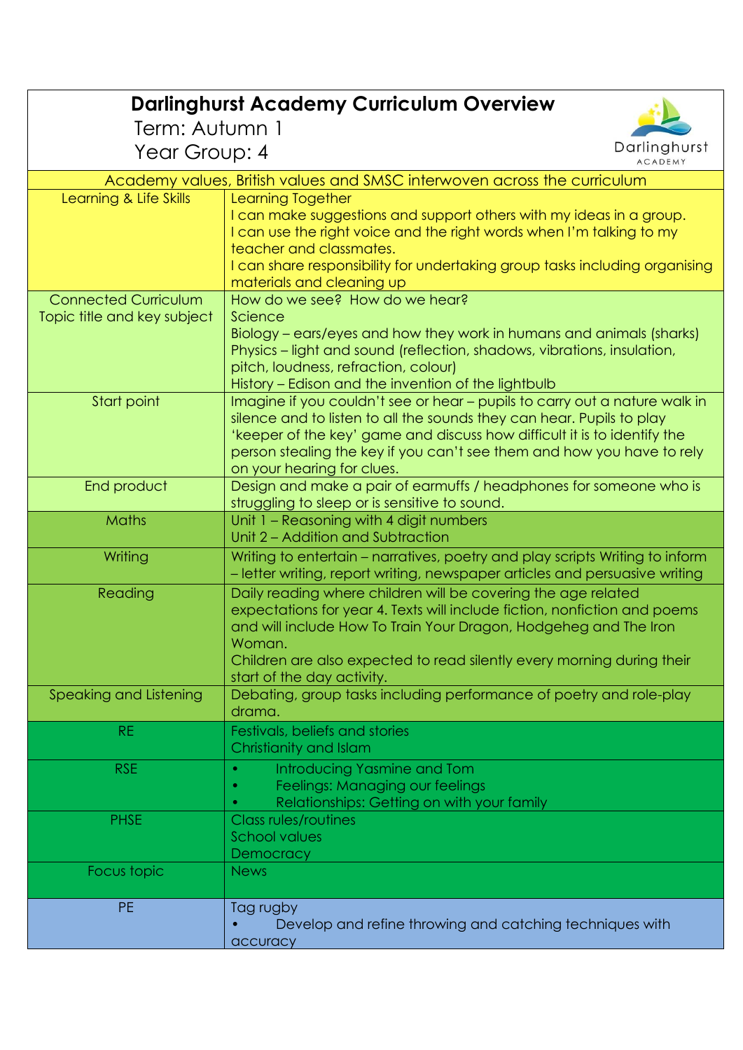# Darlinghurst Academy Curriculum Overview

Term: Autumn 1

Year Group: 4

| Academy values, British values and SMSC interwoven across the curriculum | |
|---|---|
| Learning & Life Skills | Learning Together<br>I can make suggestions and support others with my ideas in a group.<br>I can use the right voice and the right words when I'm talking to my teacher and classmates.<br>I can share responsibility for undertaking group tasks including organising materials and cleaning up |
| Connected Curriculum<br>Topic title and key subject | How do we see? How do we hear?<br>Science<br>Biology – ears/eyes and how they work in humans and animals (sharks)<br>Physics – light and sound (reflection, shadows, vibrations, insulation, pitch, loudness, refraction, colour)<br>History – Edison and the invention of the lightbulb |
| Start point | Imagine if you couldn't see or hear – pupils to carry out a nature walk in silence and to listen to all the sounds they can hear. Pupils to play 'keeper of the key' game and discuss how difficult it is to identify the person stealing the key if you can't see them and how you have to rely on your hearing for clues. |
| End product | Design and make a pair of earmuffs / headphones for someone who is struggling to sleep or is sensitive to sound. |
| Maths | Unit 1 – Reasoning with 4 digit numbers<br>Unit 2 – Addition and Subtraction |
| Writing | Writing to entertain – narratives, poetry and play scripts Writing to inform – letter writing, report writing, newspaper articles and persuasive writing |
| Reading | Daily reading where children will be covering the age related expectations for year 4. Texts will include fiction, nonfiction and poems and will include How To Train Your Dragon, Hodgeheg and The Iron Woman.<br>Children are also expected to read silently every morning during their start of the day activity. |
| Speaking and Listening | Debating, group tasks including performance of poetry and role-play drama. |
| RE | Festivals, beliefs and stories<br>Christianity and Islam |
| RSE | • Introducing Yasmine and Tom<br>• Feelings: Managing our feelings<br>• Relationships: Getting on with your family |
| PHSE | Class rules/routines<br>School values<br>Democracy |
| Focus topic | News |
| PE | Tag rugby<br>• Develop and refine throwing and catching techniques with accuracy |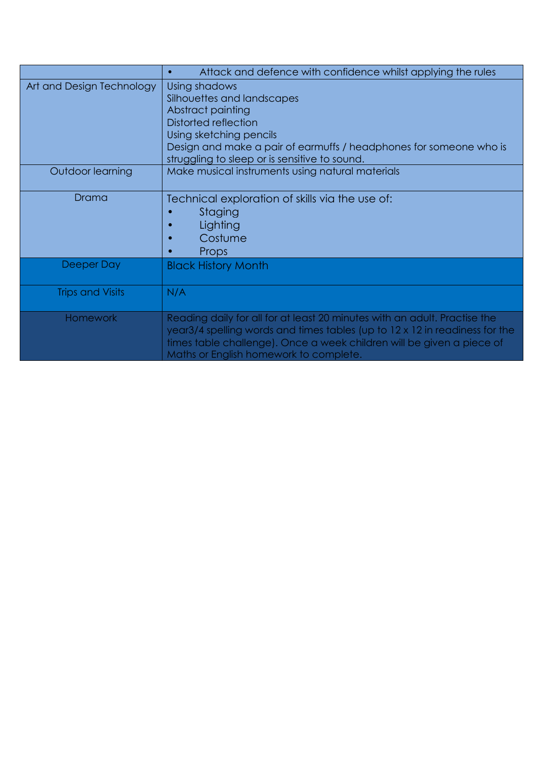| | |
|---|---|
| | • Attack and defence with confidence whilst applying the rules |
| Art and Design Technology | Using shadows<br>Silhouettes and landscapes<br>Abstract painting<br>Distorted reflection<br>Using sketching pencils<br>Design and make a pair of earmuffs / headphones for someone who is struggling to sleep or is sensitive to sound. |
| Outdoor learning | Make musical instruments using natural materials |
| Drama | Technical exploration of skills via the use of:<br>• Staging<br>• Lighting<br>• Costume<br>• Props |
| Deeper Day | Black History Month |
| Trips and Visits | N/A |
| Homework | Reading daily for all for at least 20 minutes with an adult. Practise the year3/4 spelling words and times tables (up to 12 x 12 in readiness for the times table challenge). Once a week children will be given a piece of Maths or English homework to complete. |